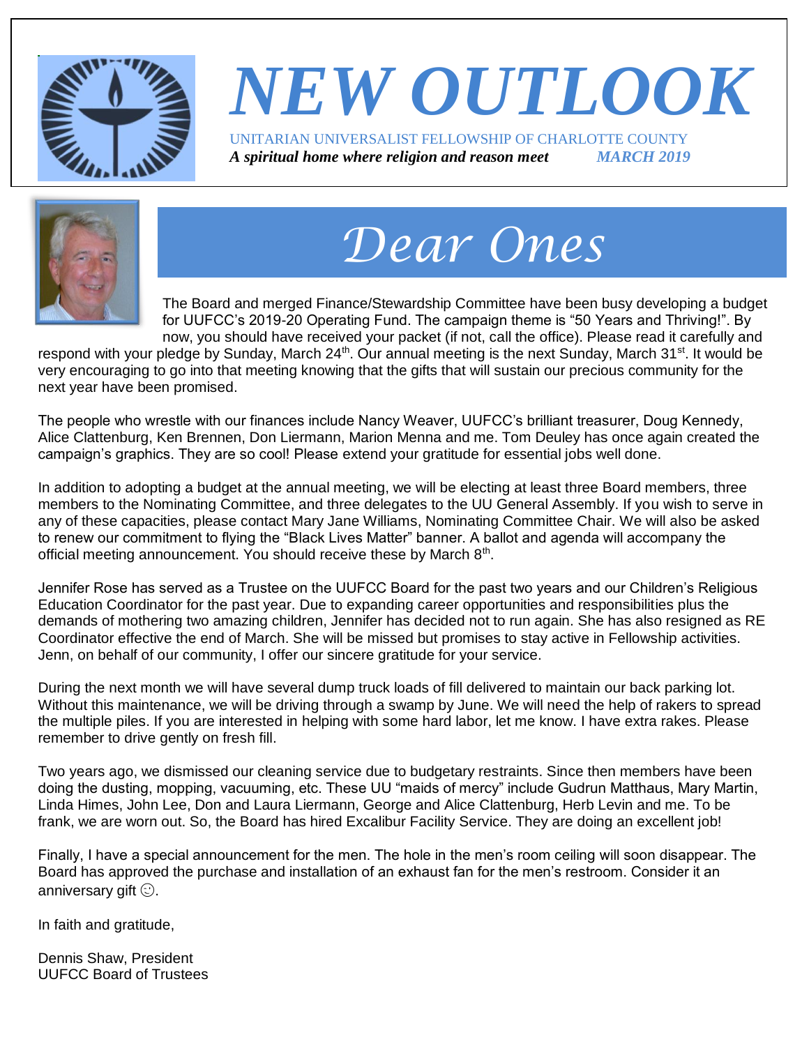# NEW OUTLOOK

UNITARIAN UNIVERSALIST FELLOWSHIP OF CHARLOTTE COUNTY

***A spiritual home where religion and reason meet*** ***MARCH 2019***

## *Dear Ones*

The Board and merged Finance/Stewardship Committee have been busy developing a budget for UUFCC's 2019-20 Operating Fund. The campaign theme is "50 Years and Thriving!". By now, you should have received your packet (if not, call the office). Please read it carefully and respond with your pledge by Sunday, March 24th. Our annual meeting is the next Sunday, March 31st. It would be very encouraging to go into that meeting knowing that the gifts that will sustain our precious community for the next year have been promised.

The people who wrestle with our finances include Nancy Weaver, UUFCC's brilliant treasurer, Doug Kennedy, Alice Clattenburg, Ken Brennen, Don Liermann, Marion Menna and me. Tom Deuley has once again created the campaign's graphics. They are so cool! Please extend your gratitude for essential jobs well done.

In addition to adopting a budget at the annual meeting, we will be electing at least three Board members, three members to the Nominating Committee, and three delegates to the UU General Assembly. If you wish to serve in any of these capacities, please contact Mary Jane Williams, Nominating Committee Chair. We will also be asked to renew our commitment to flying the "Black Lives Matter" banner. A ballot and agenda will accompany the official meeting announcement. You should receive these by March 8th.

Jennifer Rose has served as a Trustee on the UUFCC Board for the past two years and our Children's Religious Education Coordinator for the past year. Due to expanding career opportunities and responsibilities plus the demands of mothering two amazing children, Jennifer has decided not to run again. She has also resigned as RE Coordinator effective the end of March. She will be missed but promises to stay active in Fellowship activities. Jenn, on behalf of our community, I offer our sincere gratitude for your service.

During the next month we will have several dump truck loads of fill delivered to maintain our back parking lot. Without this maintenance, we will be driving through a swamp by June. We will need the help of rakers to spread the multiple piles. If you are interested in helping with some hard labor, let me know. I have extra rakes. Please remember to drive gently on fresh fill.

Two years ago, we dismissed our cleaning service due to budgetary restraints. Since then members have been doing the dusting, mopping, vacuuming, etc. These UU "maids of mercy" include Gudrun Matthaus, Mary Martin, Linda Himes, John Lee, Don and Laura Liermann, George and Alice Clattenburg, Herb Levin and me. To be frank, we are worn out. So, the Board has hired Excalibur Facility Service. They are doing an excellent job!

Finally, I have a special announcement for the men. The hole in the men's room ceiling will soon disappear. The Board has approved the purchase and installation of an exhaust fan for the men's restroom. Consider it an anniversary gift ☺.

In faith and gratitude,

Dennis Shaw, President
UUFCC Board of Trustees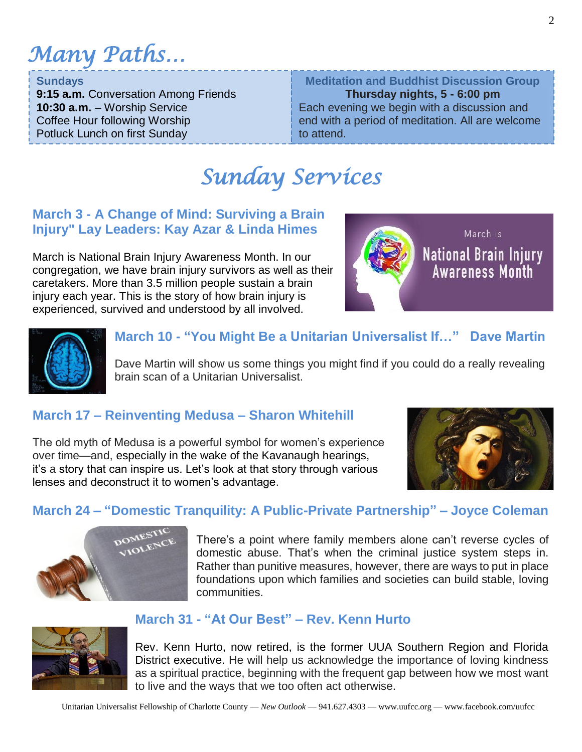# *Many Paths…*

**Sundays**
**9:15 a.m.** Conversation Among Friends
**10:30 a.m.** – Worship Service
Coffee Hour following Worship
Potluck Lunch on first Sunday

**Meditation and Buddhist Discussion Group**
**Thursday nights, 5 - 6:00 pm**
Each evening we begin with a discussion and end with a period of meditation. All are welcome to attend.

# *Sunday Services*

### March 3 - A Change of Mind: Surviving a Brain Injury" Lay Leaders: Kay Azar & Linda Himes

March is National Brain Injury Awareness Month. In our congregation, we have brain injury survivors as well as their caretakers. More than 3.5 million people sustain a brain injury each year. This is the story of how brain injury is experienced, survived and understood by all involved.

### March 10 - "You Might Be a Unitarian Universalist If…" Dave Martin

Dave Martin will show us some things you might find if you could do a really revealing brain scan of a Unitarian Universalist.

### March 17 – Reinventing Medusa – Sharon Whitehill

The old myth of Medusa is a powerful symbol for women's experience over time—and, especially in the wake of the Kavanaugh hearings, it's a story that can inspire us. Let's look at that story through various lenses and deconstruct it to women's advantage.

### March 24 – "Domestic Tranquility: A Public-Private Partnership" – Joyce Coleman

There's a point where family members alone can't reverse cycles of domestic abuse. That's when the criminal justice system steps in. Rather than punitive measures, however, there are ways to put in place foundations upon which families and societies can build stable, loving communities.

### March 31 - "At Our Best" – Rev. Kenn Hurto

Rev. Kenn Hurto, now retired, is the former UUA Southern Region and Florida District executive. He will help us acknowledge the importance of loving kindness as a spiritual practice, beginning with the frequent gap between how we most want to live and the ways that we too often act otherwise.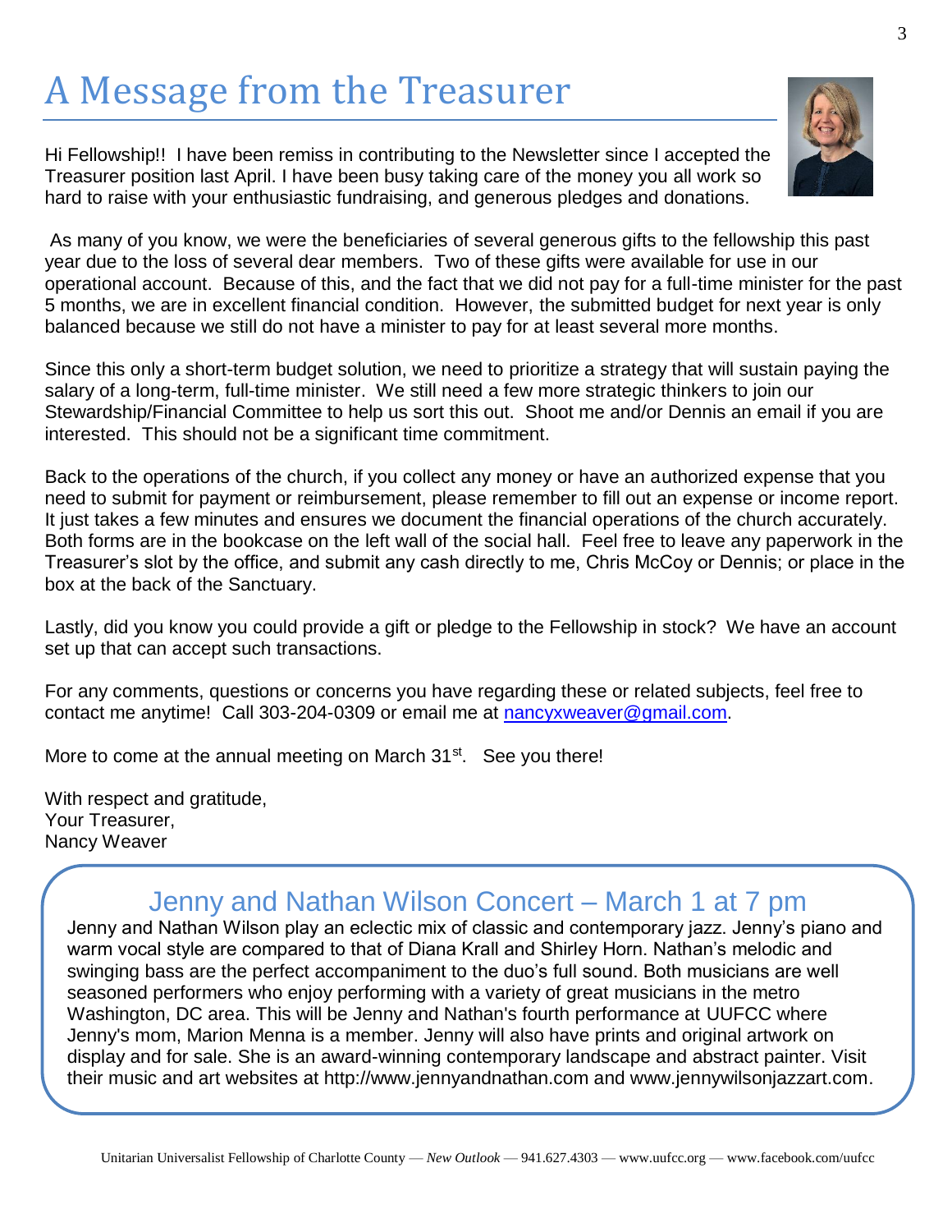# A Message from the Treasurer

Hi Fellowship!! I have been remiss in contributing to the Newsletter since I accepted the Treasurer position last April. I have been busy taking care of the money you all work so hard to raise with your enthusiastic fundraising, and generous pledges and donations.

As many of you know, we were the beneficiaries of several generous gifts to the fellowship this past year due to the loss of several dear members. Two of these gifts were available for use in our operational account. Because of this, and the fact that we did not pay for a full-time minister for the past 5 months, we are in excellent financial condition. However, the submitted budget for next year is only balanced because we still do not have a minister to pay for at least several more months.

Since this only a short-term budget solution, we need to prioritize a strategy that will sustain paying the salary of a long-term, full-time minister. We still need a few more strategic thinkers to join our Stewardship/Financial Committee to help us sort this out. Shoot me and/or Dennis an email if you are interested. This should not be a significant time commitment.

Back to the operations of the church, if you collect any money or have an authorized expense that you need to submit for payment or reimbursement, please remember to fill out an expense or income report. It just takes a few minutes and ensures we document the financial operations of the church accurately. Both forms are in the bookcase on the left wall of the social hall. Feel free to leave any paperwork in the Treasurer's slot by the office, and submit any cash directly to me, Chris McCoy or Dennis; or place in the box at the back of the Sanctuary.

Lastly, did you know you could provide a gift or pledge to the Fellowship in stock? We have an account set up that can accept such transactions.

For any comments, questions or concerns you have regarding these or related subjects, feel free to contact me anytime! Call 303-204-0309 or email me at nancyxweaver@gmail.com.

More to come at the annual meeting on March 31st. See you there!

With respect and gratitude,
Your Treasurer,
Nancy Weaver

## Jenny and Nathan Wilson Concert – March 1 at 7 pm

Jenny and Nathan Wilson play an eclectic mix of classic and contemporary jazz. Jenny's piano and warm vocal style are compared to that of Diana Krall and Shirley Horn. Nathan's melodic and swinging bass are the perfect accompaniment to the duo's full sound. Both musicians are well seasoned performers who enjoy performing with a variety of great musicians in the metro Washington, DC area. This will be Jenny and Nathan's fourth performance at UUFCC where Jenny's mom, Marion Menna is a member. Jenny will also have prints and original artwork on display and for sale. She is an award-winning contemporary landscape and abstract painter. Visit their music and art websites at http://www.jennyandnathan.com and www.jennywilsonjazzart.com.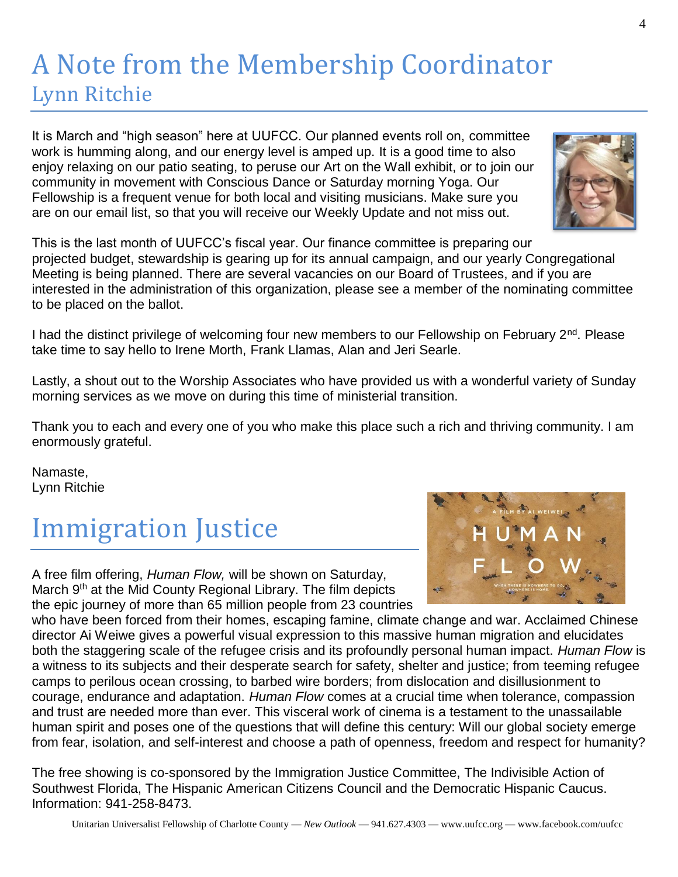# A Note from the Membership Coordinator
## Lynn Ritchie

It is March and "high season" here at UUFCC. Our planned events roll on, committee work is humming along, and our energy level is amped up. It is a good time to also enjoy relaxing on our patio seating, to peruse our Art on the Wall exhibit, or to join our community in movement with Conscious Dance or Saturday morning Yoga. Our Fellowship is a frequent venue for both local and visiting musicians. Make sure you are on our email list, so that you will receive our Weekly Update and not miss out.

This is the last month of UUFCC's fiscal year. Our finance committee is preparing our projected budget, stewardship is gearing up for its annual campaign, and our yearly Congregational Meeting is being planned. There are several vacancies on our Board of Trustees, and if you are interested in the administration of this organization, please see a member of the nominating committee to be placed on the ballot.

I had the distinct privilege of welcoming four new members to our Fellowship on February 2nd. Please take time to say hello to Irene Morth, Frank Llamas, Alan and Jeri Searle.

Lastly, a shout out to the Worship Associates who have provided us with a wonderful variety of Sunday morning services as we move on during this time of ministerial transition.

Thank you to each and every one of you who make this place such a rich and thriving community. I am enormously grateful.

Namaste,
Lynn Ritchie

# Immigration Justice

A free film offering, *Human Flow,* will be shown on Saturday, March 9th at the Mid County Regional Library. The film depicts the epic journey of more than 65 million people from 23 countries who have been forced from their homes, escaping famine, climate change and war. Acclaimed Chinese director Ai Weiwe gives a powerful visual expression to this massive human migration and elucidates both the staggering scale of the refugee crisis and its profoundly personal human impact. *Human Flow* is a witness to its subjects and their desperate search for safety, shelter and justice; from teeming refugee camps to perilous ocean crossing, to barbed wire borders; from dislocation and disillusionment to courage, endurance and adaptation. *Human Flow* comes at a crucial time when tolerance, compassion and trust are needed more than ever. This visceral work of cinema is a testament to the unassailable human spirit and poses one of the questions that will define this century: Will our global society emerge from fear, isolation, and self-interest and choose a path of openness, freedom and respect for humanity?

The free showing is co-sponsored by the Immigration Justice Committee, The Indivisible Action of Southwest Florida, The Hispanic American Citizens Council and the Democratic Hispanic Caucus. Information: 941-258-8473.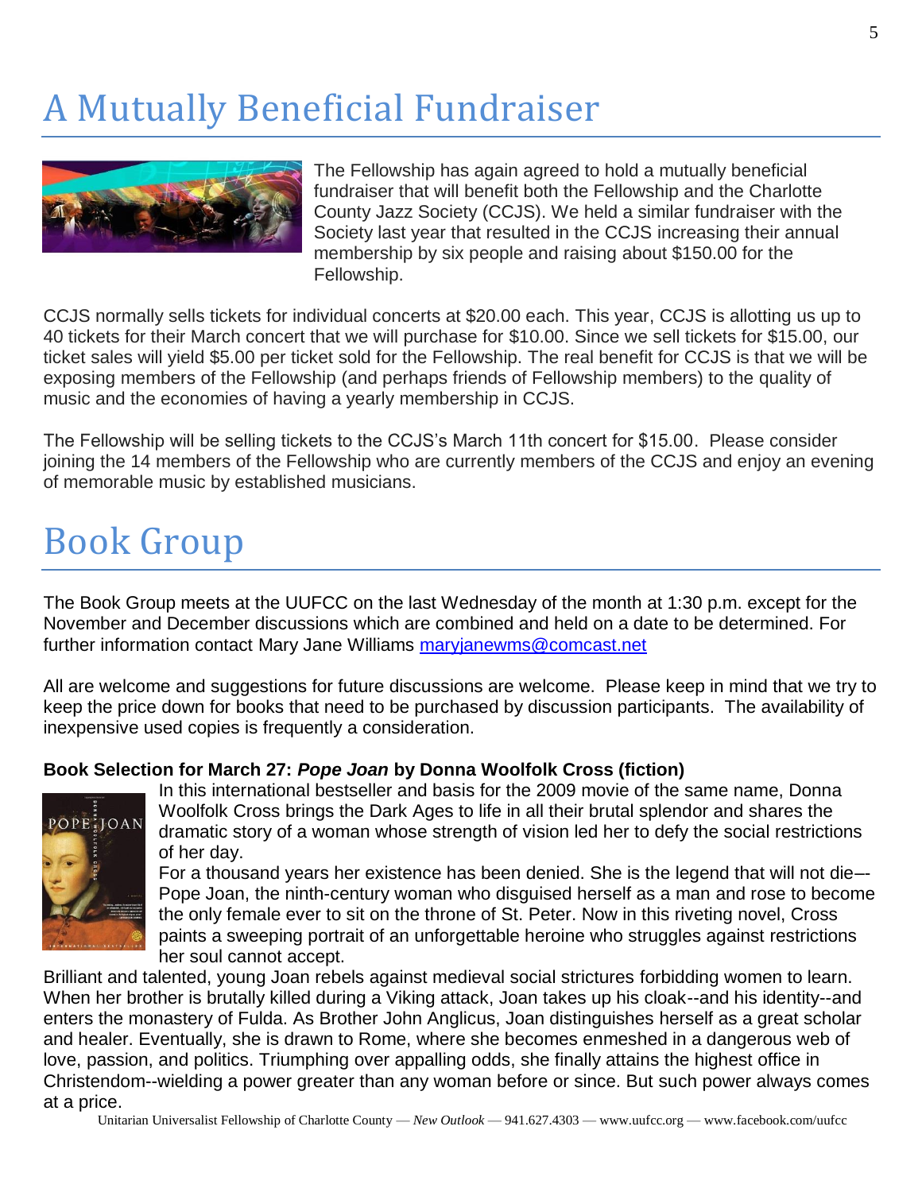# A Mutually Beneficial Fundraiser

The Fellowship has again agreed to hold a mutually beneficial fundraiser that will benefit both the Fellowship and the Charlotte County Jazz Society (CCJS). We held a similar fundraiser with the Society last year that resulted in the CCJS increasing their annual membership by six people and raising about $150.00 for the Fellowship.

CCJS normally sells tickets for individual concerts at $20.00 each. This year, CCJS is allotting us up to 40 tickets for their March concert that we will purchase for $10.00. Since we sell tickets for $15.00, our ticket sales will yield $5.00 per ticket sold for the Fellowship. The real benefit for CCJS is that we will be exposing members of the Fellowship (and perhaps friends of Fellowship members) to the quality of music and the economies of having a yearly membership in CCJS.

The Fellowship will be selling tickets to the CCJS's March 11th concert for $15.00. Please consider joining the 14 members of the Fellowship who are currently members of the CCJS and enjoy an evening of memorable music by established musicians.

# Book Group

The Book Group meets at the UUFCC on the last Wednesday of the month at 1:30 p.m. except for the November and December discussions which are combined and held on a date to be determined. For further information contact Mary Jane Williams maryjanewms@comcast.net

All are welcome and suggestions for future discussions are welcome. Please keep in mind that we try to keep the price down for books that need to be purchased by discussion participants. The availability of inexpensive used copies is frequently a consideration.

**Book Selection for March 27: *Pope Joan* by Donna Woolfolk Cross (fiction)**

In this international bestseller and basis for the 2009 movie of the same name, Donna Woolfolk Cross brings the Dark Ages to life in all their brutal splendor and shares the dramatic story of a woman whose strength of vision led her to defy the social restrictions of her day.

For a thousand years her existence has been denied. She is the legend that will not die—- Pope Joan, the ninth-century woman who disguised herself as a man and rose to become the only female ever to sit on the throne of St. Peter. Now in this riveting novel, Cross paints a sweeping portrait of an unforgettable heroine who struggles against restrictions her soul cannot accept.

Brilliant and talented, young Joan rebels against medieval social strictures forbidding women to learn. When her brother is brutally killed during a Viking attack, Joan takes up his cloak--and his identity--and enters the monastery of Fulda. As Brother John Anglicus, Joan distinguishes herself as a great scholar and healer. Eventually, she is drawn to Rome, where she becomes enmeshed in a dangerous web of love, passion, and politics. Triumphing over appalling odds, she finally attains the highest office in Christendom--wielding a power greater than any woman before or since. But such power always comes at a price.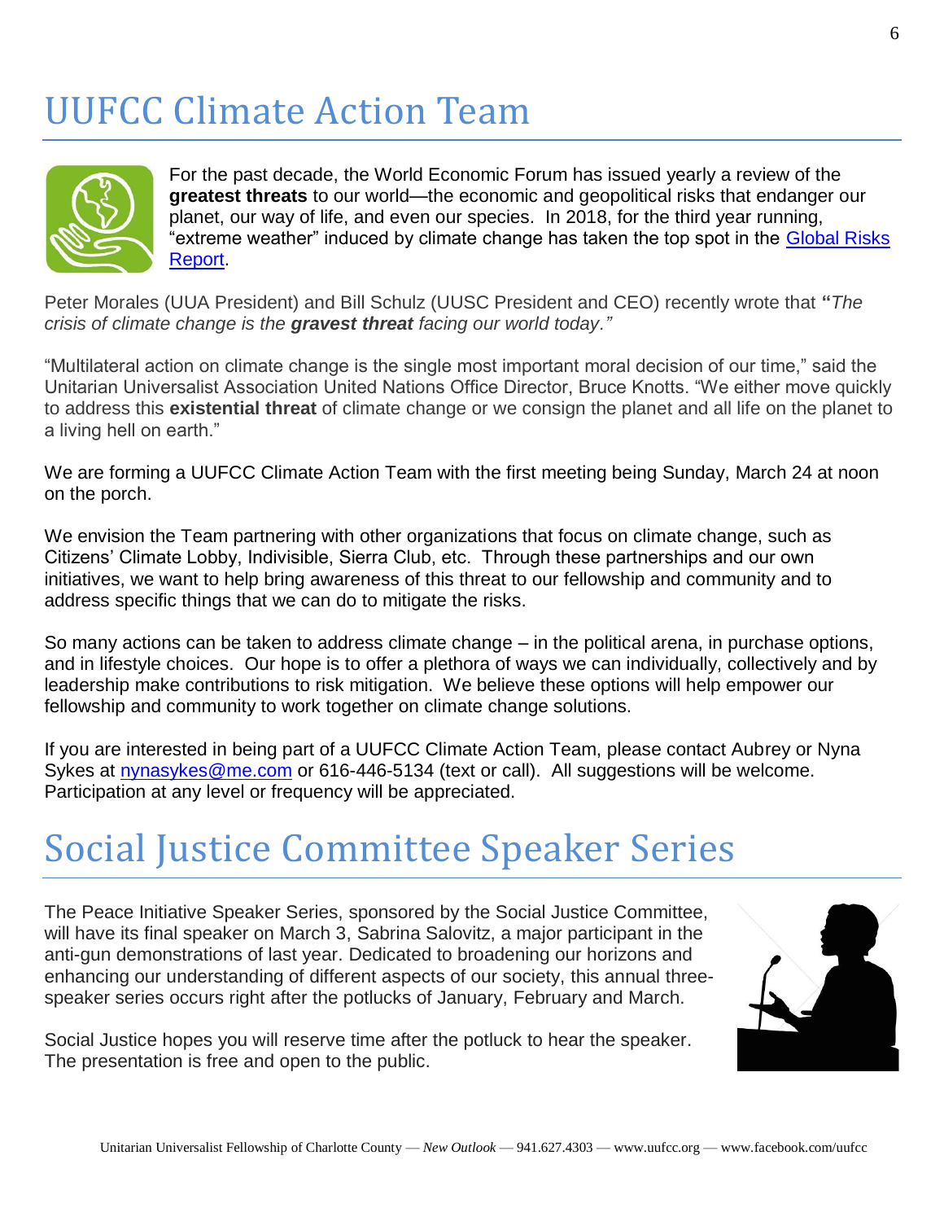# UUFCC Climate Action Team

For the past decade, the World Economic Forum has issued yearly a review of the **greatest threats** to our world—the economic and geopolitical risks that endanger our planet, our way of life, and even our species. In 2018, for the third year running, "extreme weather" induced by climate change has taken the top spot in the Global Risks Report.

Peter Morales (UUA President) and Bill Schulz (UUSC President and CEO) recently wrote that **"***The crisis of climate change is the* ***gravest threat*** *facing our world today."*

"Multilateral action on climate change is the single most important moral decision of our time," said the Unitarian Universalist Association United Nations Office Director, Bruce Knotts. "We either move quickly to address this **existential threat** of climate change or we consign the planet and all life on the planet to a living hell on earth."

We are forming a UUFCC Climate Action Team with the first meeting being Sunday, March 24 at noon on the porch.

We envision the Team partnering with other organizations that focus on climate change, such as Citizens' Climate Lobby, Indivisible, Sierra Club, etc. Through these partnerships and our own initiatives, we want to help bring awareness of this threat to our fellowship and community and to address specific things that we can do to mitigate the risks.

So many actions can be taken to address climate change – in the political arena, in purchase options, and in lifestyle choices. Our hope is to offer a plethora of ways we can individually, collectively and by leadership make contributions to risk mitigation. We believe these options will help empower our fellowship and community to work together on climate change solutions.

If you are interested in being part of a UUFCC Climate Action Team, please contact Aubrey or Nyna Sykes at nynasykes@me.com or 616-446-5134 (text or call). All suggestions will be welcome. Participation at any level or frequency will be appreciated.

# Social Justice Committee Speaker Series

The Peace Initiative Speaker Series, sponsored by the Social Justice Committee, will have its final speaker on March 3, Sabrina Salovitz, a major participant in the anti-gun demonstrations of last year. Dedicated to broadening our horizons and enhancing our understanding of different aspects of our society, this annual three-speaker series occurs right after the potlucks of January, February and March.

Social Justice hopes you will reserve time after the potluck to hear the speaker. The presentation is free and open to the public.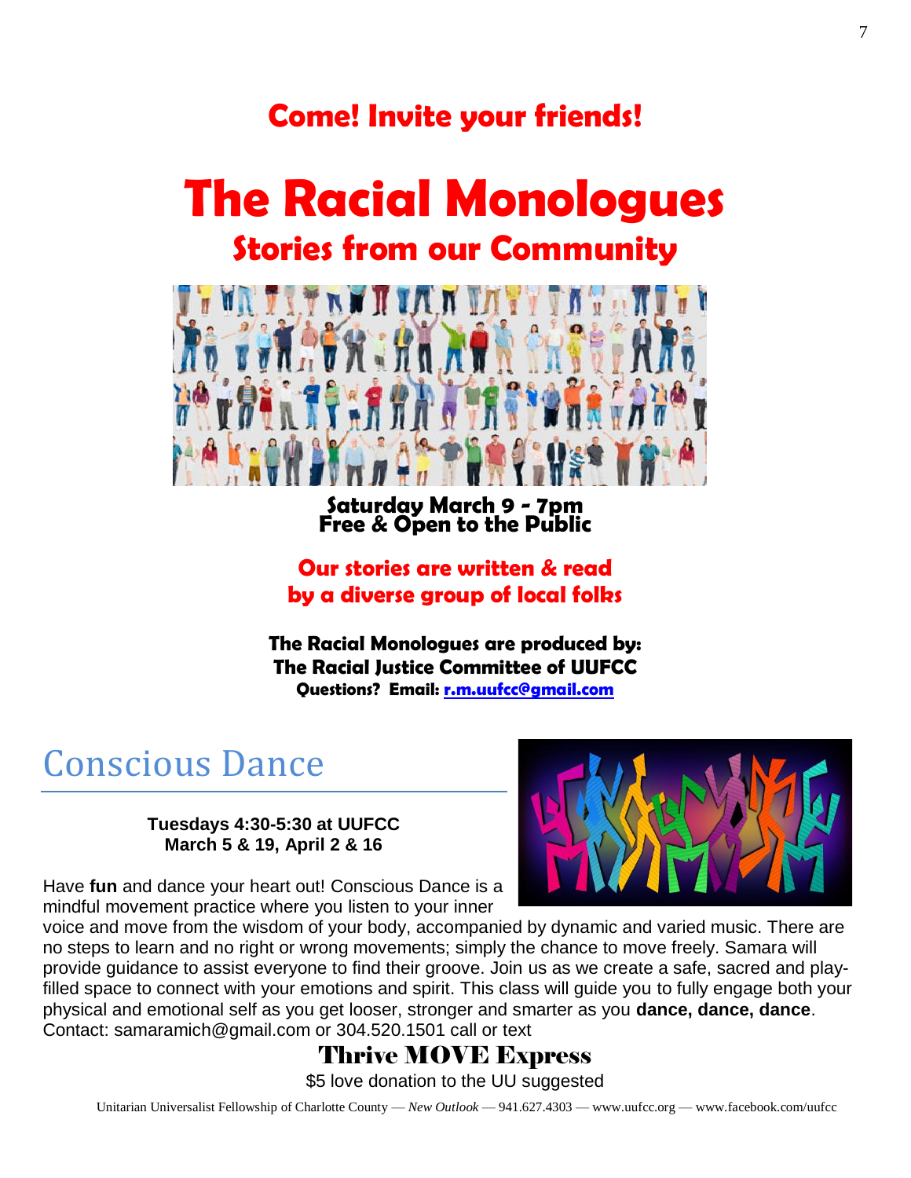**Come! Invite your friends!**

# The Racial Monologues

## Stories from our Community

**Saturday March 9 - 7pm**
**Free & Open to the Public**

**Our stories are written & read by a diverse group of local folks**

**The Racial Monologues are produced by:**
**The Racial Justice Committee of UUFCC**
**Questions? Email: r.m.uufcc@gmail.com**

## Conscious Dance

**Tuesdays 4:30-5:30 at UUFCC**
**March 5 & 19, April 2 & 16**

Have **fun** and dance your heart out! Conscious Dance is a mindful movement practice where you listen to your inner voice and move from the wisdom of your body, accompanied by dynamic and varied music. There are no steps to learn and no right or wrong movements; simply the chance to move freely. Samara will provide guidance to assist everyone to find their groove. Join us as we create a safe, sacred and play-filled space to connect with your emotions and spirit. This class will guide you to fully engage both your physical and emotional self as you get looser, stronger and smarter as you **dance, dance, dance**.
Contact: samaramich@gmail.com or 304.520.1501 call or text

**Thrive MOVE Express**

$5 love donation to the UU suggested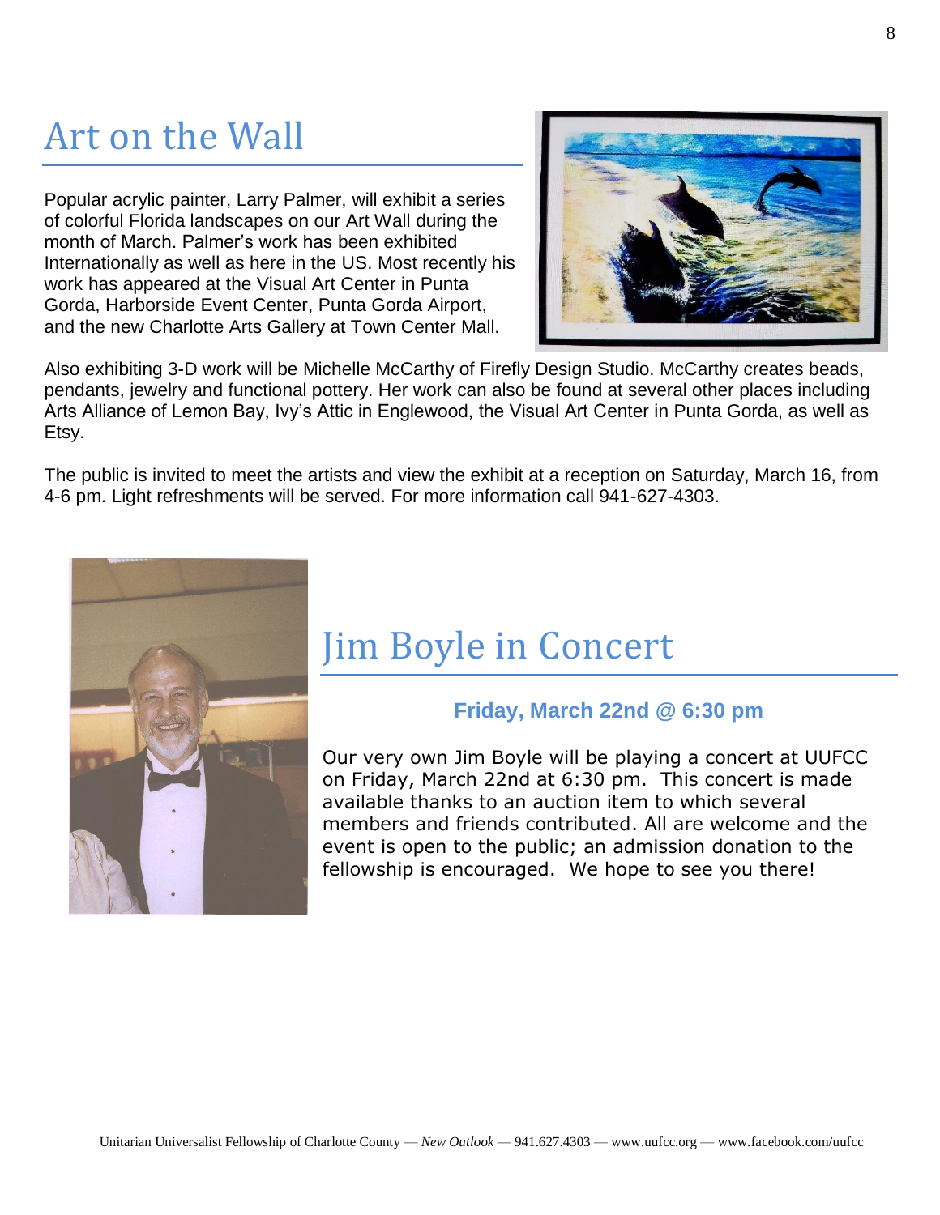# Art on the Wall

Popular acrylic painter, Larry Palmer, will exhibit a series of colorful Florida landscapes on our Art Wall during the month of March. Palmer's work has been exhibited Internationally as well as here in the US. Most recently his work has appeared at the Visual Art Center in Punta Gorda, Harborside Event Center, Punta Gorda Airport, and the new Charlotte Arts Gallery at Town Center Mall.

Also exhibiting 3-D work will be Michelle McCarthy of Firefly Design Studio. McCarthy creates beads, pendants, jewelry and functional pottery. Her work can also be found at several other places including Arts Alliance of Lemon Bay, Ivy's Attic in Englewood, the Visual Art Center in Punta Gorda, as well as Etsy.

The public is invited to meet the artists and view the exhibit at a reception on Saturday, March 16, from 4-6 pm. Light refreshments will be served. For more information call 941-627-4303.

# Jim Boyle in Concert

**Friday, March 22nd @ 6:30 pm**

Our very own Jim Boyle will be playing a concert at UUFCC on Friday, March 22nd at 6:30 pm. This concert is made available thanks to an auction item to which several members and friends contributed. All are welcome and the event is open to the public; an admission donation to the fellowship is encouraged. We hope to see you there!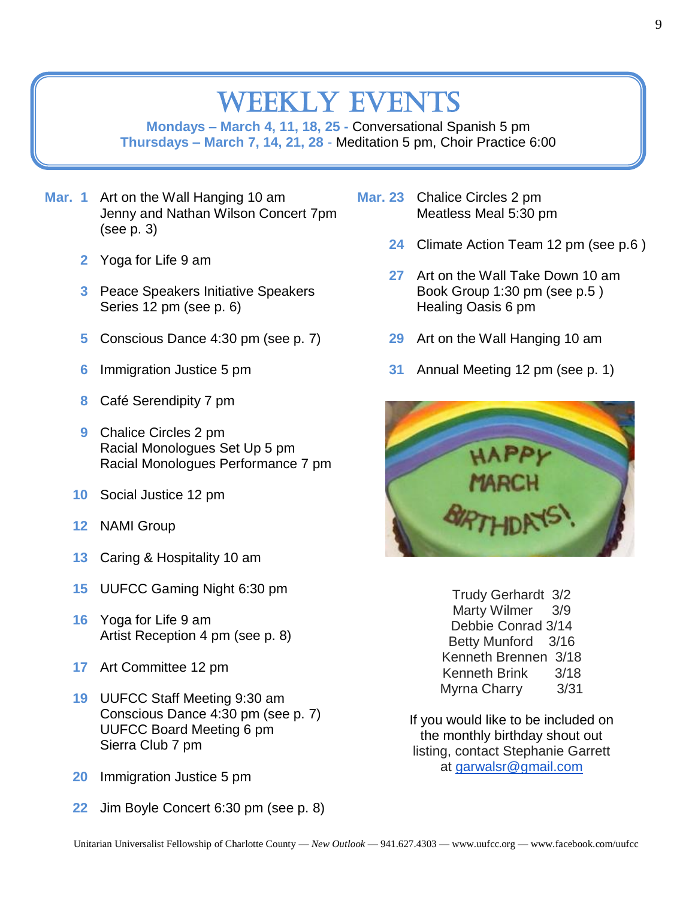# Weekly Events

**Mondays – March 4, 11, 18, 25 -** Conversational Spanish 5 pm
**Thursdays – March 7, 14, 21, 28 -** Meditation 5 pm, Choir Practice 6:00

**Mar. 1** Art on the Wall Hanging 10 am
Jenny and Nathan Wilson Concert 7pm (see p. 3)

**2** Yoga for Life 9 am

**3** Peace Speakers Initiative Speakers Series 12 pm (see p. 6)

**5** Conscious Dance 4:30 pm (see p. 7)

**6** Immigration Justice 5 pm

**8** Café Serendipity 7 pm

**9** Chalice Circles 2 pm
Racial Monologues Set Up 5 pm
Racial Monologues Performance 7 pm

**10** Social Justice 12 pm

**12** NAMI Group

**13** Caring & Hospitality 10 am

**15** UUFCC Gaming Night 6:30 pm

**16** Yoga for Life 9 am
Artist Reception 4 pm (see p. 8)

**17** Art Committee 12 pm

**19** UUFCC Staff Meeting 9:30 am
Conscious Dance 4:30 pm (see p. 7)
UUFCC Board Meeting 6 pm
Sierra Club 7 pm

**20** Immigration Justice 5 pm

**22** Jim Boyle Concert 6:30 pm (see p. 8)

**Mar. 23** Chalice Circles 2 pm
Meatless Meal 5:30 pm

**24** Climate Action Team 12 pm (see p.6 )

**27** Art on the Wall Take Down 10 am
Book Group 1:30 pm (see p.5 )
Healing Oasis 6 pm

**29** Art on the Wall Hanging 10 am

**31** Annual Meeting 12 pm (see p. 1)

HAPPY MARCH BIRTHDAYS!

Trudy Gerhardt 3/2
Marty Wilmer 3/9
Debbie Conrad 3/14
Betty Munford 3/16
Kenneth Brennen 3/18
Kenneth Brink 3/18
Myrna Charry 3/31

If you would like to be included on the monthly birthday shout out listing, contact Stephanie Garrett at garwalsr@gmail.com